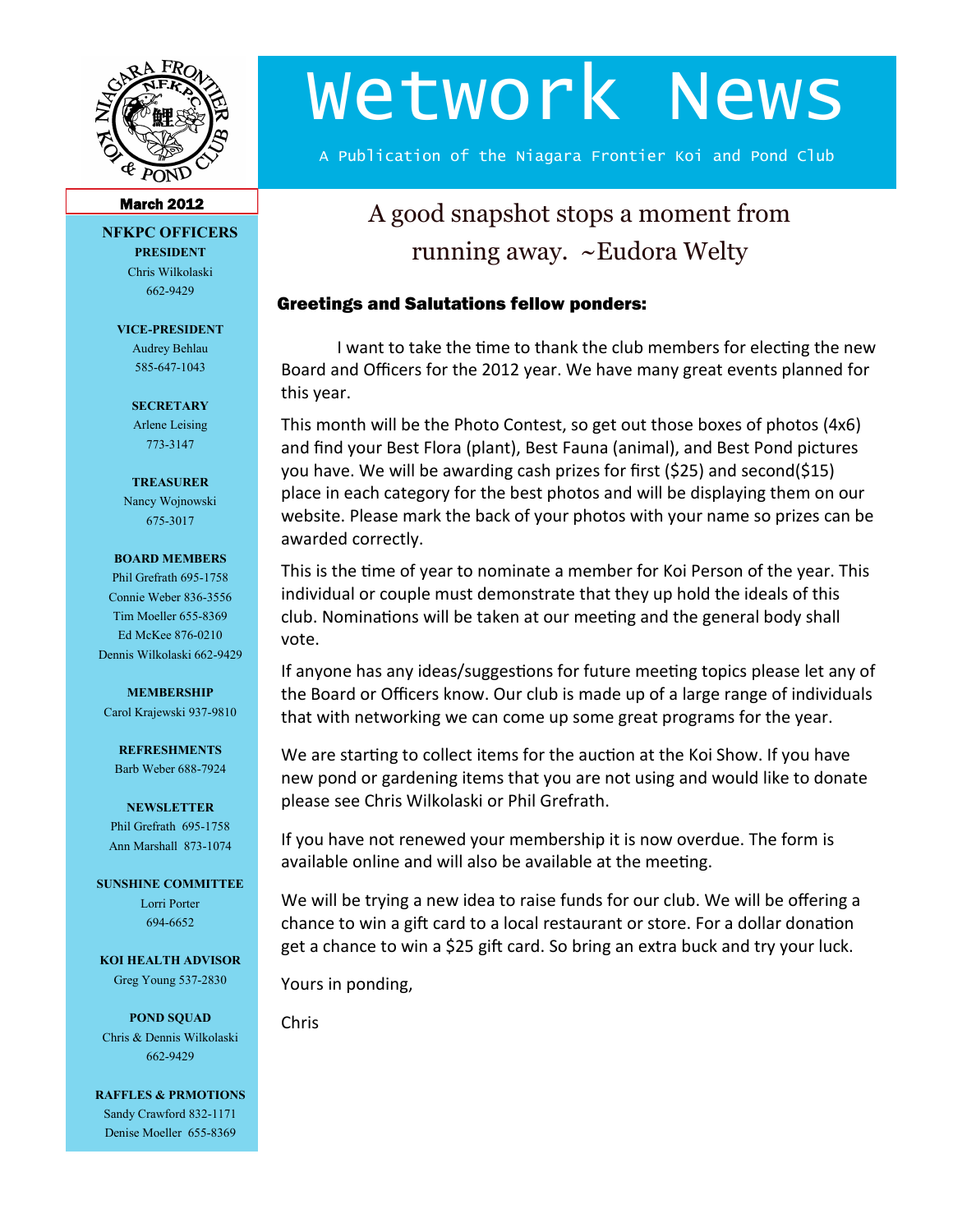# Wetwork News

A Publication of the Niagara Frontier Koi and Pond Club

March 2012

**NFKPC OFFICERS**

**PRESIDENT**
Chris Wilkolaski
662-9429

**VICE-PRESIDENT**
Audrey Behlau
585-647-1043

**SECRETARY**
Arlene Leising
773-3147

**TREASURER**
Nancy Wojnowski
675-3017

**BOARD MEMBERS**
Phil Grefrath 695-1758
Connie Weber 836-3556
Tim Moeller 655-8369
Ed McKee 876-0210
Dennis Wilkolaski 662-9429

**MEMBERSHIP**
Carol Krajewski 937-9810

**REFRESHMENTS**
Barb Weber 688-7924

**NEWSLETTER**
Phil Grefrath 695-1758
Ann Marshall 873-1074

**SUNSHINE COMMITTEE**
Lorri Porter
694-6652

**KOI HEALTH ADVISOR**
Greg Young 537-2830

**POND SQUAD**
Chris & Dennis Wilkolaski
662-9429

**RAFFLES & PRMOTIONS**
Sandy Crawford 832-1171
Denise Moeller 655-8369

A good snapshot stops a moment from running away. ~Eudora Welty

### Greetings and Salutations fellow ponders:

I want to take the time to thank the club members for electing the new Board and Officers for the 2012 year. We have many great events planned for this year.

This month will be the Photo Contest, so get out those boxes of photos (4x6) and find your Best Flora (plant), Best Fauna (animal), and Best Pond pictures you have. We will be awarding cash prizes for first ($25) and second($15) place in each category for the best photos and will be displaying them on our website. Please mark the back of your photos with your name so prizes can be awarded correctly.

This is the time of year to nominate a member for Koi Person of the year. This individual or couple must demonstrate that they up hold the ideals of this club. Nominations will be taken at our meeting and the general body shall vote.

If anyone has any ideas/suggestions for future meeting topics please let any of the Board or Officers know. Our club is made up of a large range of individuals that with networking we can come up some great programs for the year.

We are starting to collect items for the auction at the Koi Show. If you have new pond or gardening items that you are not using and would like to donate please see Chris Wilkolaski or Phil Grefrath.

If you have not renewed your membership it is now overdue. The form is available online and will also be available at the meeting.

We will be trying a new idea to raise funds for our club. We will be offering a chance to win a gift card to a local restaurant or store. For a dollar donation get a chance to win a $25 gift card. So bring an extra buck and try your luck.

Yours in ponding,

Chris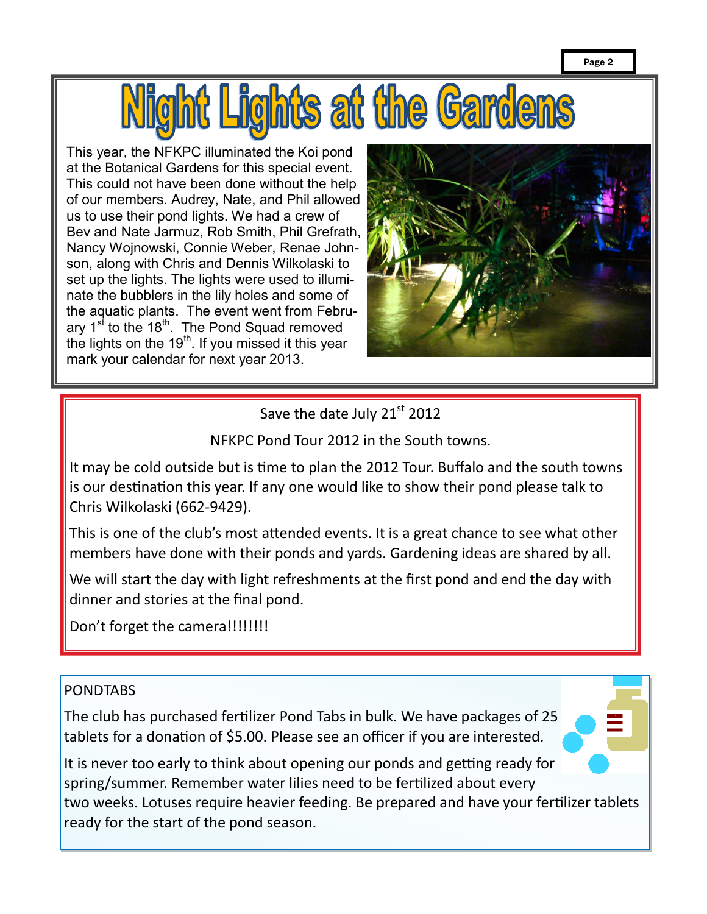# Night Lights at the Gardens

This year, the NFKPC illuminated the Koi pond at the Botanical Gardens for this special event. This could not have been done without the help of our members. Audrey, Nate, and Phil allowed us to use their pond lights. We had a crew of Bev and Nate Jarmuz, Rob Smith, Phil Grefrath, Nancy Wojnowski, Connie Weber, Renae Johnson, along with Chris and Dennis Wilkolaski to set up the lights. The lights were used to illuminate the bubblers in the lily holes and some of the aquatic plants. The event went from February 1st to the 18th. The Pond Squad removed the lights on the 19th. If you missed it this year mark your calendar for next year 2013.

Save the date July 21st 2012

NFKPC Pond Tour 2012 in the South towns.

It may be cold outside but is time to plan the 2012 Tour. Buffalo and the south towns is our destination this year. If any one would like to show their pond please talk to Chris Wilkolaski (662-9429).

This is one of the club's most attended events. It is a great chance to see what other members have done with their ponds and yards. Gardening ideas are shared by all.

We will start the day with light refreshments at the first pond and end the day with dinner and stories at the final pond.

Don't forget the camera!!!!!!!!

PONDTABS

The club has purchased fertilizer Pond Tabs in bulk. We have packages of 25 tablets for a donation of $5.00. Please see an officer if you are interested.

It is never too early to think about opening our ponds and getting ready for spring/summer. Remember water lilies need to be fertilized about every two weeks. Lotuses require heavier feeding. Be prepared and have your fertilizer tablets ready for the start of the pond season.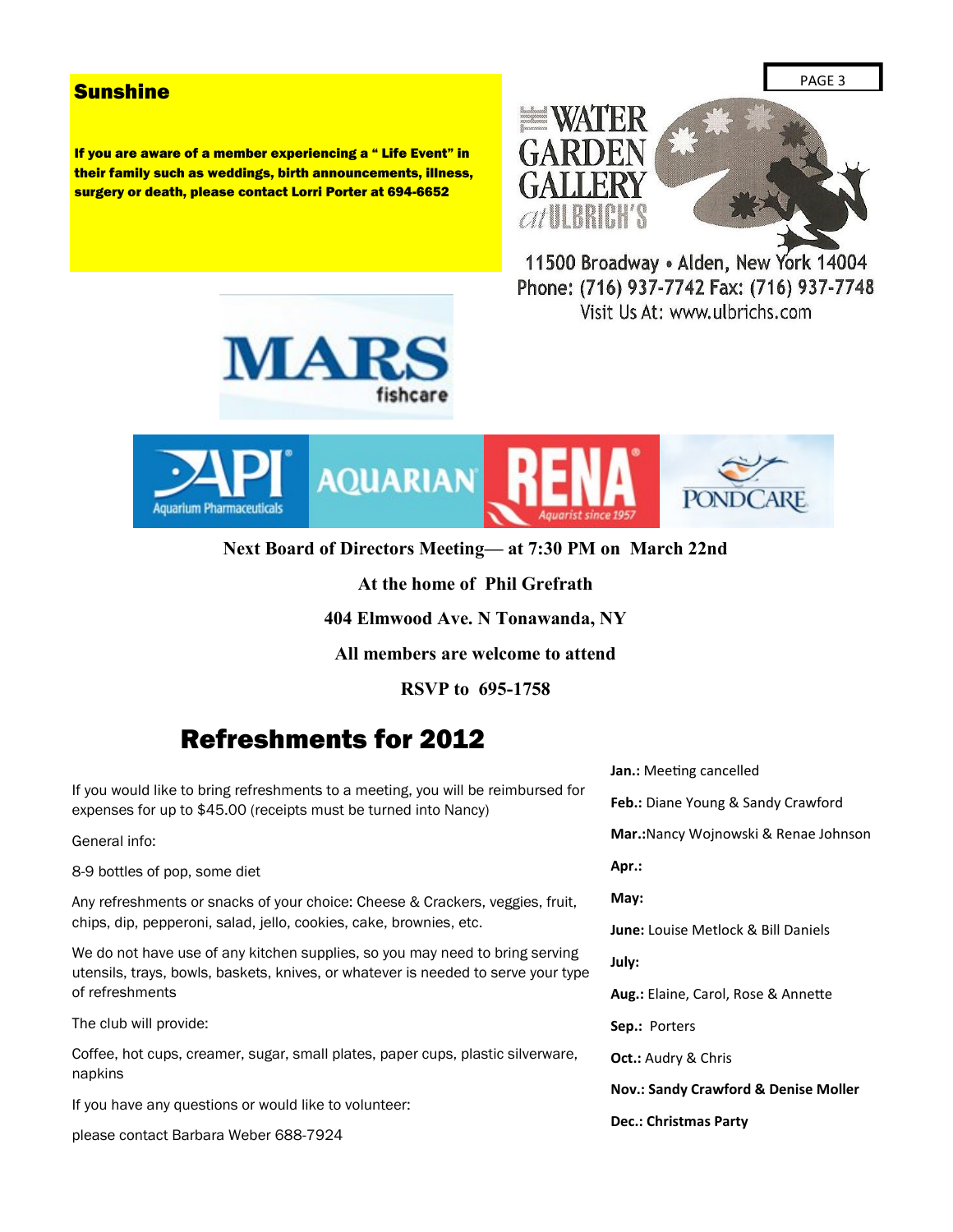## Sunshine

**If you are aware of a member experiencing a " Life Event" in their family such as weddings, birth announcements, illness, surgery or death, please contact Lorri Porter at 694-6652**

THE WATER GARDEN GALLERY at ULBRICH'S

11500 Broadway • Alden, New York 14004
Phone: (716) 937-7742 Fax: (716) 937-7748
Visit Us At: www.ulbrichs.com

MARS fishcare

API Aquarium Pharmaceuticals | AQUARIAN | RENA Aquarist since 1957 | PONDCARE

**Next Board of Directors Meeting— at 7:30 PM on March 22nd**

**At the home of Phil Grefrath**

**404 Elmwood Ave. N Tonawanda, NY**

**All members are welcome to attend**

**RSVP to 695-1758**

## Refreshments for 2012

If you would like to bring refreshments to a meeting, you will be reimbursed for expenses for up to $45.00 (receipts must be turned into Nancy)

General info:

8-9 bottles of pop, some diet

Any refreshments or snacks of your choice: Cheese & Crackers, veggies, fruit, chips, dip, pepperoni, salad, jello, cookies, cake, brownies, etc.

We do not have use of any kitchen supplies, so you may need to bring serving utensils, trays, bowls, baskets, knives, or whatever is needed to serve your type of refreshments

The club will provide:

Coffee, hot cups, creamer, sugar, small plates, paper cups, plastic silverware, napkins

If you have any questions or would like to volunteer:

please contact Barbara Weber 688-7924

**Jan.:** Meeting cancelled

**Feb.:** Diane Young & Sandy Crawford

**Mar.:**Nancy Wojnowski & Renae Johnson

**Apr.:**

**May:**

**June:** Louise Metlock & Bill Daniels

**July:**

**Aug.:** Elaine, Carol, Rose & Annette

**Sep.:** Porters

**Oct.:** Audry & Chris

**Nov.: Sandy Crawford & Denise Moller**

**Dec.: Christmas Party**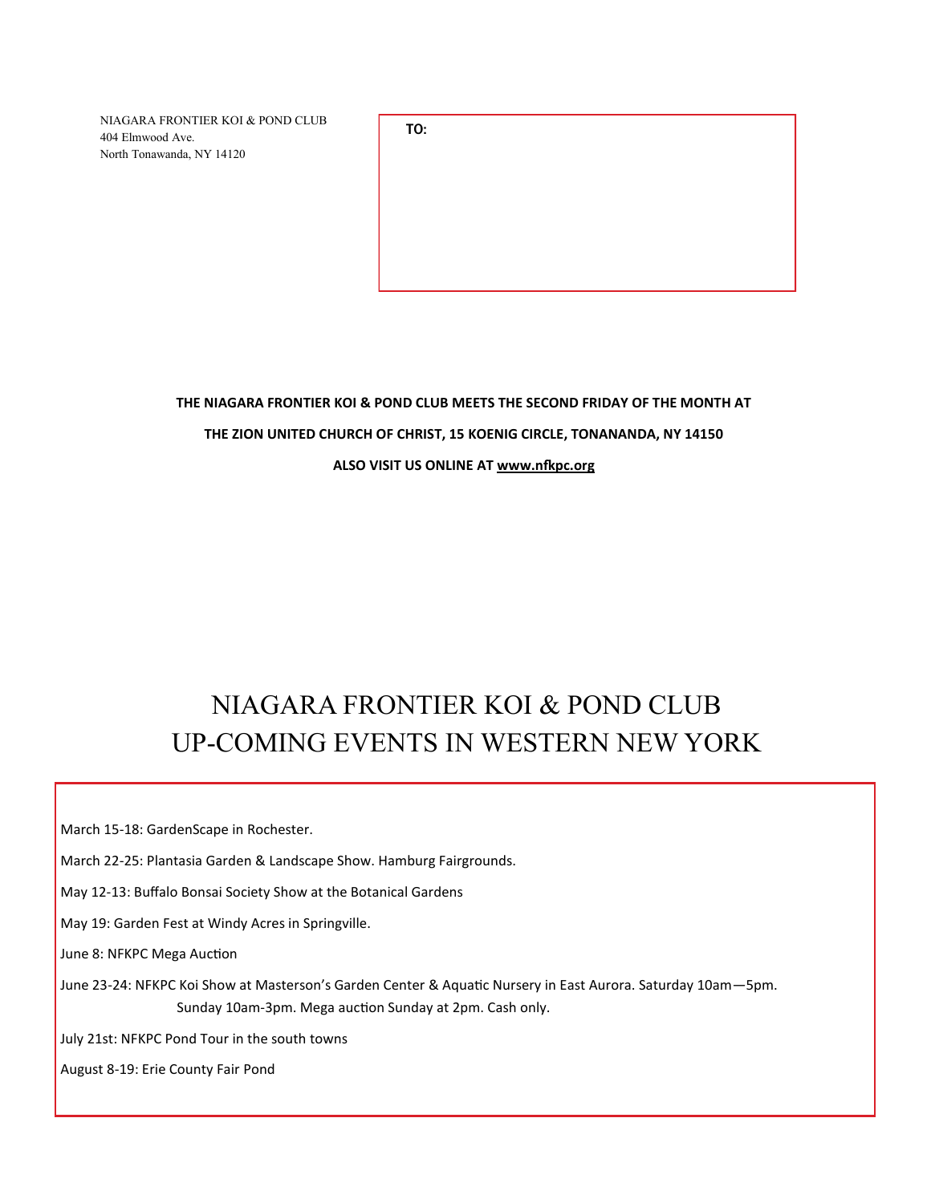NIAGARA FRONTIER KOI & POND CLUB
404 Elmwood Ave.
North Tonawanda, NY 14120

**TO:**

**THE NIAGARA FRONTIER KOI & POND CLUB MEETS THE SECOND FRIDAY OF THE MONTH AT**

**THE ZION UNITED CHURCH OF CHRIST, 15 KOENIG CIRCLE, TONANANDA, NY 14150**

**ALSO VISIT US ONLINE AT www.nfkpc.org**

# NIAGARA FRONTIER KOI & POND CLUB UP-COMING EVENTS IN WESTERN NEW YORK

March 15-18: GardenScape in Rochester.

March 22-25: Plantasia Garden & Landscape Show. Hamburg Fairgrounds.

May 12-13: Buffalo Bonsai Society Show at the Botanical Gardens

May 19: Garden Fest at Windy Acres in Springville.

June 8: NFKPC Mega Auction

June 23-24: NFKPC Koi Show at Masterson's Garden Center & Aquatic Nursery in East Aurora. Saturday 10am—5pm. Sunday 10am-3pm. Mega auction Sunday at 2pm. Cash only.

July 21st: NFKPC Pond Tour in the south towns

August 8-19: Erie County Fair Pond